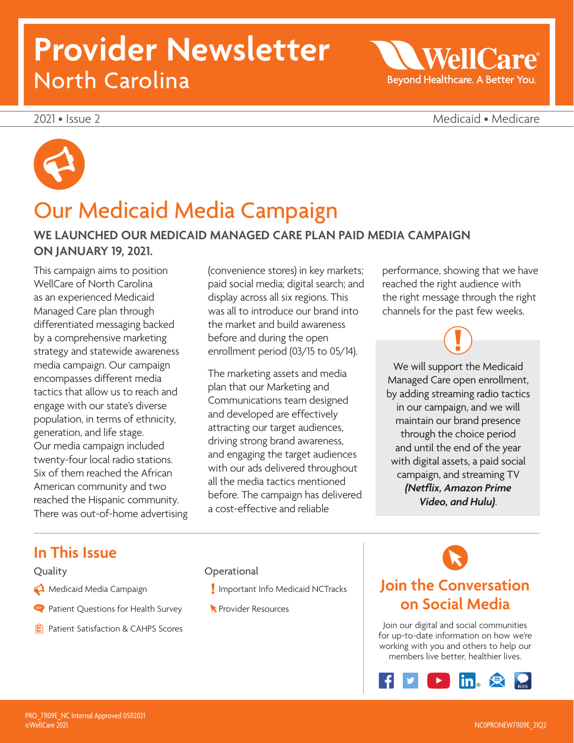# Provider Newsletter
## North Carolina

WellCare
Beyond Healthcare. A Better You.

2021 • Issue 2

Medicaid • Medicare

## Our Medicaid Media Campaign

**WE LAUNCHED OUR MEDICAID MANAGED CARE PLAN PAID MEDIA CAMPAIGN ON JANUARY 19, 2021.**

This campaign aims to position WellCare of North Carolina as an experienced Medicaid Managed Care plan through differentiated messaging backed by a comprehensive marketing strategy and statewide awareness media campaign. Our campaign encompasses different media tactics that allow us to reach and engage with our state's diverse population, in terms of ethnicity, generation, and life stage. Our media campaign included twenty-four local radio stations. Six of them reached the African American community and two reached the Hispanic community. There was out-of-home advertising (convenience stores) in key markets; paid social media; digital search; and display across all six regions. This was all to introduce our brand into the market and build awareness before and during the open enrollment period (03/15 to 05/14).

The marketing assets and media plan that our Marketing and Communications team designed and developed are effectively attracting our target audiences, driving strong brand awareness, and engaging the target audiences with our ads delivered throughout all the media tactics mentioned before. The campaign has delivered a cost-effective and reliable performance, showing that we have reached the right audience with the right message through the right channels for the past few weeks.

We will support the Medicaid Managed Care open enrollment, by adding streaming radio tactics in our campaign, and we will maintain our brand presence through the choice period and until the end of the year with digital assets, a paid social campaign, and streaming TV ***(Netflix, Amazon Prime Video, and Hulu)***.

## In This Issue

**Quality**

- Medicaid Media Campaign
- Patient Questions for Health Survey
- Patient Satisfaction & CAHPS Scores

**Operational**

- Important Info Medicaid NCTracks
- Provider Resources

## Join the Conversation on Social Media

Join our digital and social communities for up-to-date information on how we're working with you and others to help our members live better, healthier lives.

PRO_71109E_NC Internal Approved 05112021
©WellCare 2021

NC0PRONEW71109E_21Q2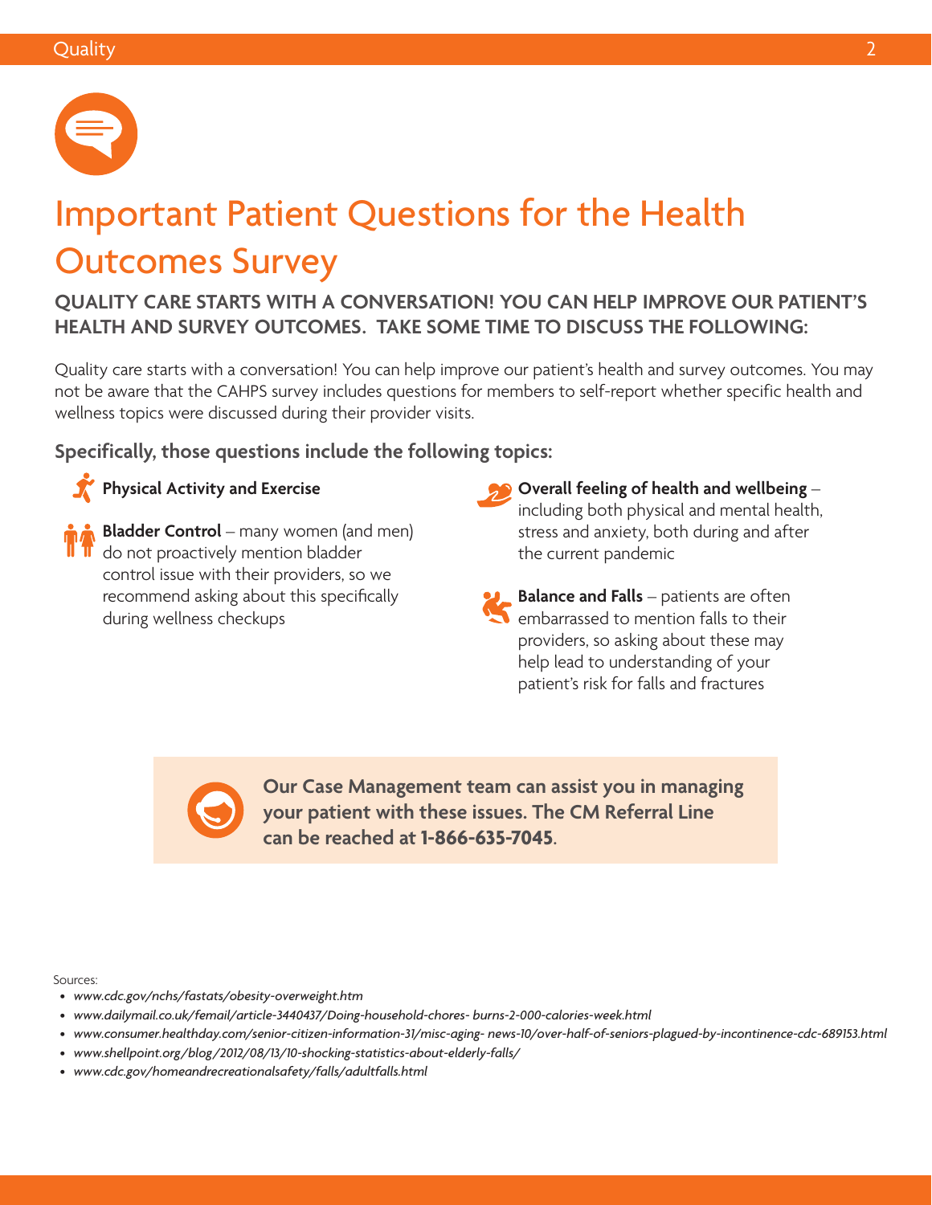# Important Patient Questions for the Health Outcomes Survey

**QUALITY CARE STARTS WITH A CONVERSATION! YOU CAN HELP IMPROVE OUR PATIENT'S HEALTH AND SURVEY OUTCOMES. TAKE SOME TIME TO DISCUSS THE FOLLOWING:**

Quality care starts with a conversation! You can help improve our patient's health and survey outcomes. You may not be aware that the CAHPS survey includes questions for members to self-report whether specific health and wellness topics were discussed during their provider visits.

### Specifically, those questions include the following topics:

- **Physical Activity and Exercise**
- **Bladder Control** – many women (and men) do not proactively mention bladder control issue with their providers, so we recommend asking about this specifically during wellness checkups
- **Overall feeling of health and wellbeing** – including both physical and mental health, stress and anxiety, both during and after the current pandemic
- **Balance and Falls** – patients are often embarrassed to mention falls to their providers, so asking about these may help lead to understanding of your patient's risk for falls and fractures

**Our Case Management team can assist you in managing your patient with these issues. The CM Referral Line can be reached at 1-866-635-7045.**

Sources:

- *www.cdc.gov/nchs/fastats/obesity-overweight.htm*
- *www.dailymail.co.uk/femail/article-3440437/Doing-household-chores- burns-2-000-calories-week.html*
- *www.consumer.healthday.com/senior-citizen-information-31/misc-aging- news-10/over-half-of-seniors-plagued-by-incontinence-cdc-689153.html*
- *www.shellpoint.org/blog/2012/08/13/10-shocking-statistics-about-elderly-falls/*
- *www.cdc.gov/homeandrecreationalsafety/falls/adultfalls.html*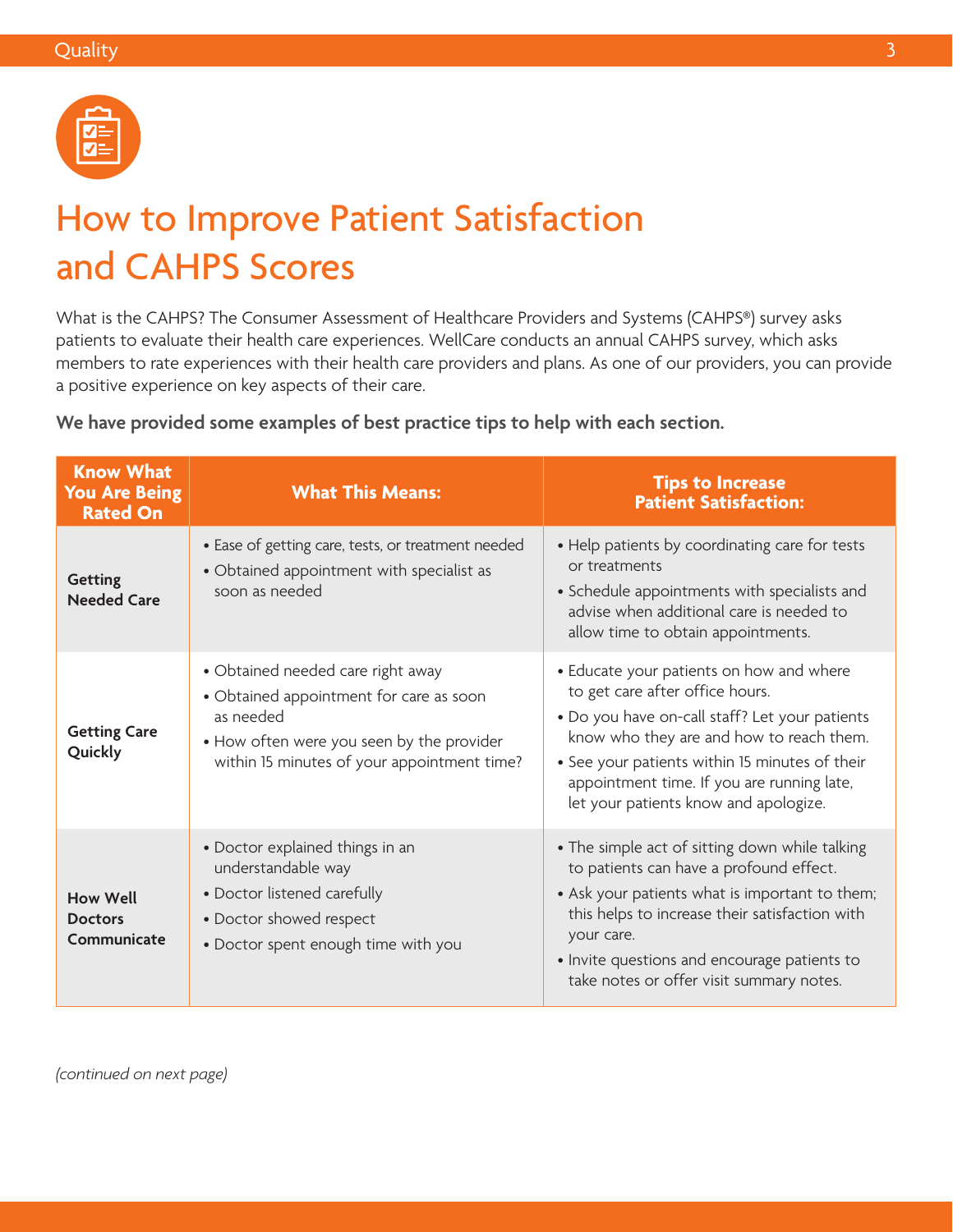# How to Improve Patient Satisfaction and CAHPS Scores

What is the CAHPS? The Consumer Assessment of Healthcare Providers and Systems (CAHPS®) survey asks patients to evaluate their health care experiences. WellCare conducts an annual CAHPS survey, which asks members to rate experiences with their health care providers and plans. As one of our providers, you can provide a positive experience on key aspects of their care.

**We have provided some examples of best practice tips to help with each section.**

| Know What You Are Being Rated On | What This Means: | Tips to Increase Patient Satisfaction: |
|---|---|---|
| **Getting Needed Care** | • Ease of getting care, tests, or treatment needed<br>• Obtained appointment with specialist as soon as needed | • Help patients by coordinating care for tests or treatments<br>• Schedule appointments with specialists and advise when additional care is needed to allow time to obtain appointments. |
| **Getting Care Quickly** | • Obtained needed care right away<br>• Obtained appointment for care as soon as needed<br>• How often were you seen by the provider within 15 minutes of your appointment time? | • Educate your patients on how and where to get care after office hours.<br>• Do you have on-call staff? Let your patients know who they are and how to reach them.<br>• See your patients within 15 minutes of their appointment time. If you are running late, let your patients know and apologize. |
| **How Well Doctors Communicate** | • Doctor explained things in an understandable way<br>• Doctor listened carefully<br>• Doctor showed respect<br>• Doctor spent enough time with you | • The simple act of sitting down while talking to patients can have a profound effect.<br>• Ask your patients what is important to them; this helps to increase their satisfaction with your care.<br>• Invite questions and encourage patients to take notes or offer visit summary notes. |

*(continued on next page)*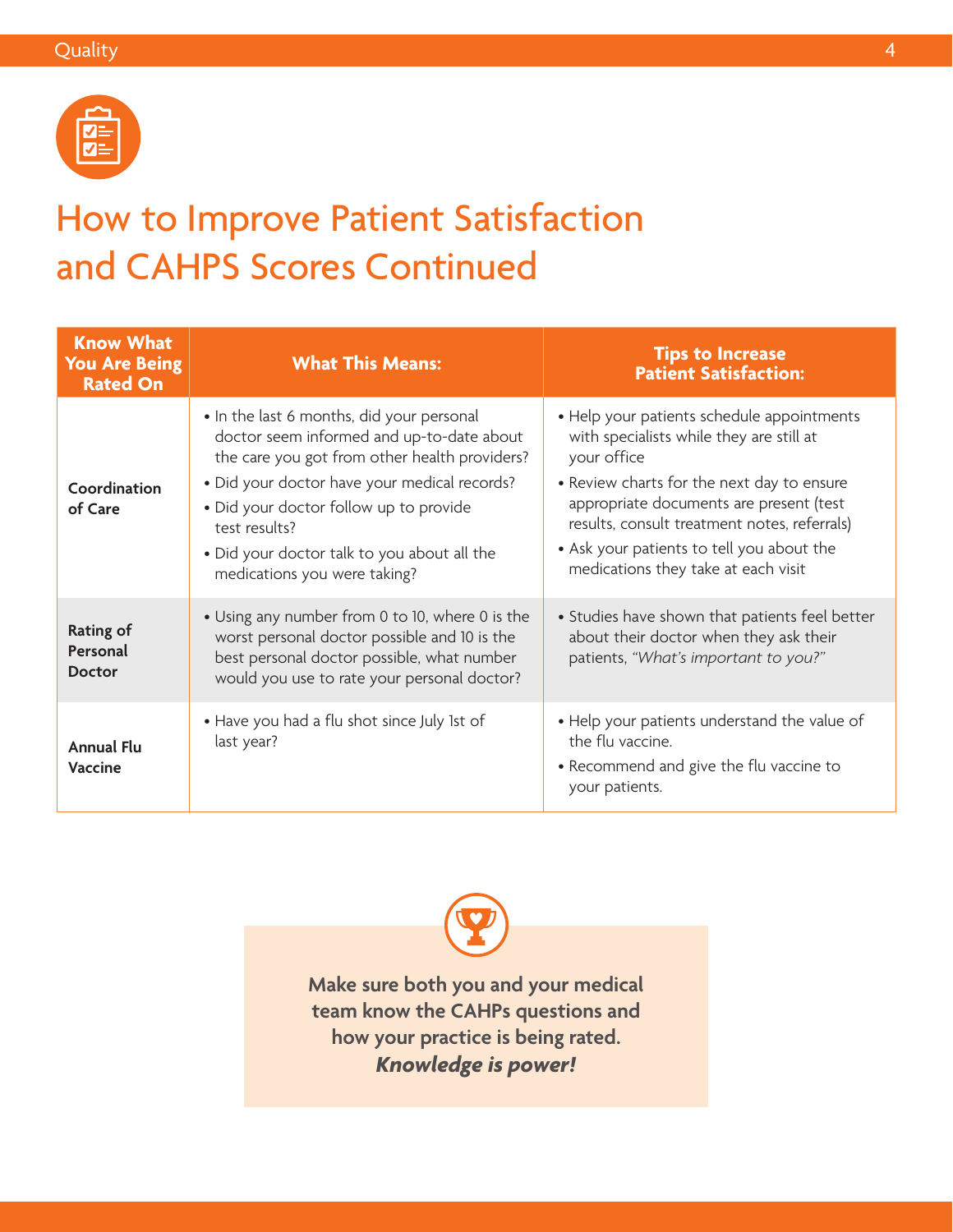# How to Improve Patient Satisfaction and CAHPS Scores Continued

| Know What You Are Being Rated On | What This Means: | Tips to Increase Patient Satisfaction: |
| --- | --- | --- |
| **Coordination of Care** | • In the last 6 months, did your personal doctor seem informed and up-to-date about the care you got from other health providers?<br>• Did your doctor have your medical records?<br>• Did your doctor follow up to provide test results?<br>• Did your doctor talk to you about all the medications you were taking? | • Help your patients schedule appointments with specialists while they are still at your office<br>• Review charts for the next day to ensure appropriate documents are present (test results, consult treatment notes, referrals)<br>• Ask your patients to tell you about the medications they take at each visit |
| **Rating of Personal Doctor** | • Using any number from 0 to 10, where 0 is the worst personal doctor possible and 10 is the best personal doctor possible, what number would you use to rate your personal doctor? | • Studies have shown that patients feel better about their doctor when they ask their patients, *"What's important to you?"* |
| **Annual Flu Vaccine** | • Have you had a flu shot since July 1st of last year? | • Help your patients understand the value of the flu vaccine.<br>• Recommend and give the flu vaccine to your patients. |

**Make sure both you and your medical team know the CAHPs questions and how your practice is being rated.**
***Knowledge is power!***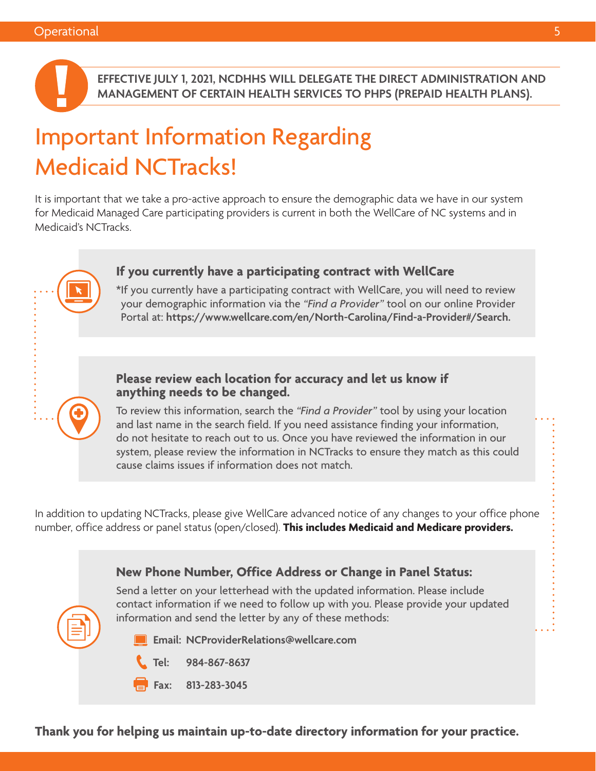**EFFECTIVE JULY 1, 2021, NCDHHS WILL DELEGATE THE DIRECT ADMINISTRATION AND MANAGEMENT OF CERTAIN HEALTH SERVICES TO PHPS (PREPAID HEALTH PLANS).**

# Important Information Regarding Medicaid NCTracks!

It is important that we take a pro-active approach to ensure the demographic data we have in our system for Medicaid Managed Care participating providers is current in both the WellCare of NC systems and in Medicaid's NCTracks.

### If you currently have a participating contract with WellCare

*If you currently have a participating contract with WellCare, you will need to review your demographic information via the *"Find a Provider"* tool on our online Provider Portal at: **https://www.wellcare.com/en/North-Carolina/Find-a-Provider#/Search.**

### Please review each location for accuracy and let us know if anything needs to be changed.

To review this information, search the *"Find a Provider"* tool by using your location and last name in the search field. If you need assistance finding your information, do not hesitate to reach out to us. Once you have reviewed the information in our system, please review the information in NCTracks to ensure they match as this could cause claims issues if information does not match.

In addition to updating NCTracks, please give WellCare advanced notice of any changes to your office phone number, office address or panel status (open/closed). **This includes Medicaid and Medicare providers.**

### New Phone Number, Office Address or Change in Panel Status:

Send a letter on your letterhead with the updated information. Please include contact information if we need to follow up with you. Please provide your updated information and send the letter by any of these methods:

- **Email: NCProviderRelations@wellcare.com**
- **Tel: 984-867-8637**
- **Fax: 813-283-3045**

**Thank you for helping us maintain up-to-date directory information for your practice.**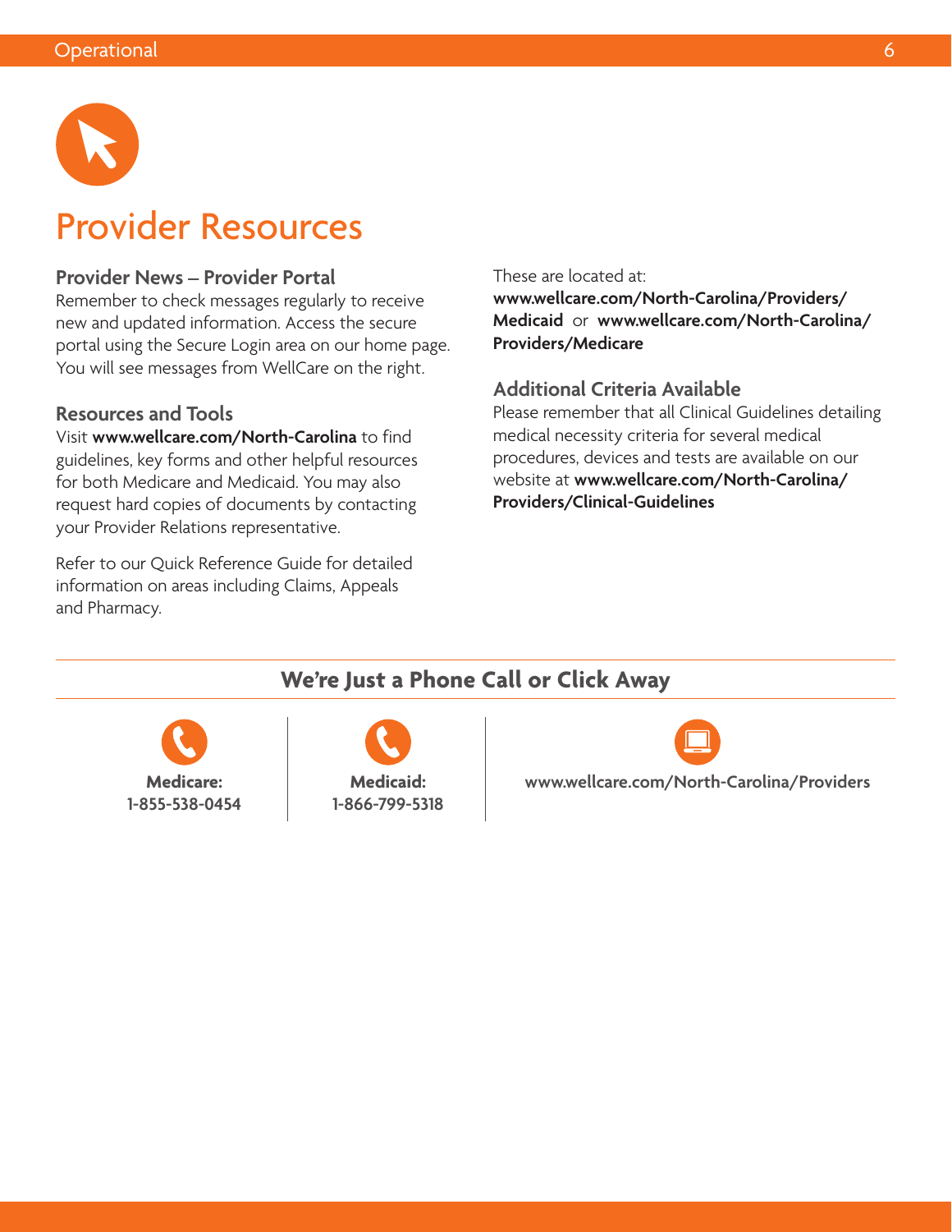# Provider Resources

### Provider News – Provider Portal

Remember to check messages regularly to receive new and updated information. Access the secure portal using the Secure Login area on our home page. You will see messages from WellCare on the right.

### Resources and Tools

Visit **www.wellcare.com/North-Carolina** to find guidelines, key forms and other helpful resources for both Medicare and Medicaid. You may also request hard copies of documents by contacting your Provider Relations representative.

Refer to our Quick Reference Guide for detailed information on areas including Claims, Appeals and Pharmacy.

These are located at:
**www.wellcare.com/North-Carolina/Providers/Medicaid** or **www.wellcare.com/North-Carolina/Providers/Medicare**

### Additional Criteria Available

Please remember that all Clinical Guidelines detailing medical necessity criteria for several medical procedures, devices and tests are available on our website at **www.wellcare.com/North-Carolina/Providers/Clinical-Guidelines**

## We're Just a Phone Call or Click Away

**Medicare:**
**1-855-538-0454**

**Medicaid:**
**1-866-799-5318**

**www.wellcare.com/North-Carolina/Providers**